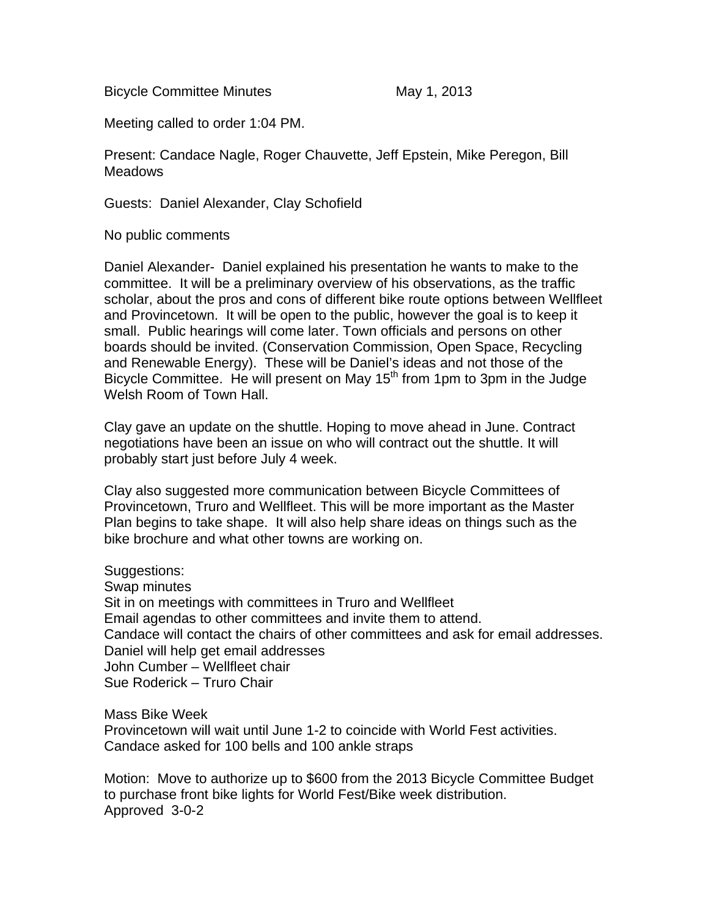Bicycle Committee Minutes May 1, 2013

Meeting called to order 1:04 PM.

Present: Candace Nagle, Roger Chauvette, Jeff Epstein, Mike Peregon, Bill Meadows

Guests: Daniel Alexander, Clay Schofield

No public comments

Daniel Alexander- Daniel explained his presentation he wants to make to the committee. It will be a preliminary overview of his observations, as the traffic scholar, about the pros and cons of different bike route options between Wellfleet and Provincetown. It will be open to the public, however the goal is to keep it small. Public hearings will come later. Town officials and persons on other boards should be invited. (Conservation Commission, Open Space, Recycling and Renewable Energy). These will be Daniel's ideas and not those of the Bicycle Committee. He will present on May 15th from 1pm to 3pm in the Judge Welsh Room of Town Hall.

Clay gave an update on the shuttle. Hoping to move ahead in June. Contract negotiations have been an issue on who will contract out the shuttle. It will probably start just before July 4 week.

Clay also suggested more communication between Bicycle Committees of Provincetown, Truro and Wellfleet. This will be more important as the Master Plan begins to take shape. It will also help share ideas on things such as the bike brochure and what other towns are working on.

Suggestions:
Swap minutes
Sit in on meetings with committees in Truro and Wellfleet
Email agendas to other committees and invite them to attend.
Candace will contact the chairs of other committees and ask for email addresses.
Daniel will help get email addresses
John Cumber – Wellfleet chair
Sue Roderick – Truro Chair

Mass Bike Week
Provincetown will wait until June 1-2 to coincide with World Fest activities.
Candace asked for 100 bells and 100 ankle straps

Motion: Move to authorize up to $600 from the 2013 Bicycle Committee Budget to purchase front bike lights for World Fest/Bike week distribution.
Approved 3-0-2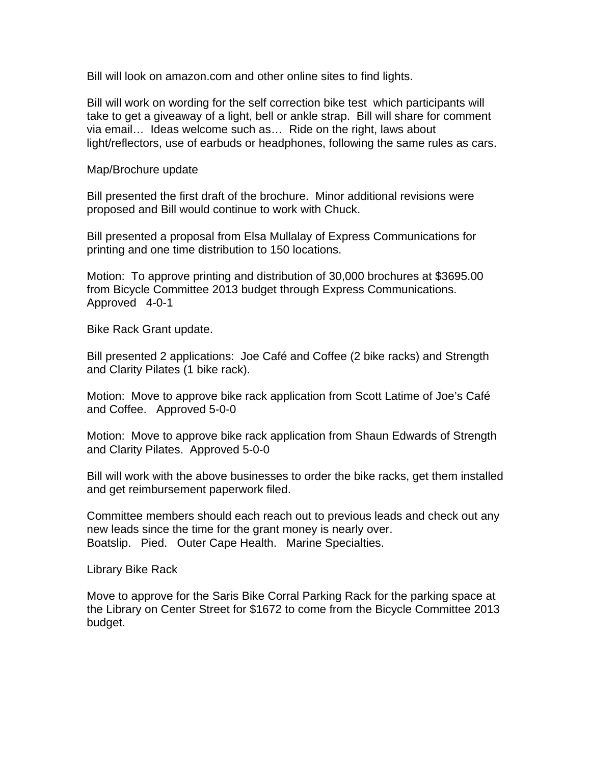Bill will look on amazon.com and other online sites to find lights.

Bill will work on wording for the self correction bike test which participants will take to get a giveaway of a light, bell or ankle strap. Bill will share for comment via email… Ideas welcome such as… Ride on the right, laws about light/reflectors, use of earbuds or headphones, following the same rules as cars.

Map/Brochure update

Bill presented the first draft of the brochure. Minor additional revisions were proposed and Bill would continue to work with Chuck.

Bill presented a proposal from Elsa Mullalay of Express Communications for printing and one time distribution to 150 locations.

Motion: To approve printing and distribution of 30,000 brochures at $3695.00 from Bicycle Committee 2013 budget through Express Communications.
Approved 4-0-1

Bike Rack Grant update.

Bill presented 2 applications: Joe Café and Coffee (2 bike racks) and Strength and Clarity Pilates (1 bike rack).

Motion: Move to approve bike rack application from Scott Latime of Joe's Café and Coffee. Approved 5-0-0

Motion: Move to approve bike rack application from Shaun Edwards of Strength and Clarity Pilates. Approved 5-0-0

Bill will work with the above businesses to order the bike racks, get them installed and get reimbursement paperwork filed.

Committee members should each reach out to previous leads and check out any new leads since the time for the grant money is nearly over.
Boatslip. Pied. Outer Cape Health. Marine Specialties.

Library Bike Rack

Move to approve for the Saris Bike Corral Parking Rack for the parking space at the Library on Center Street for $1672 to come from the Bicycle Committee 2013 budget.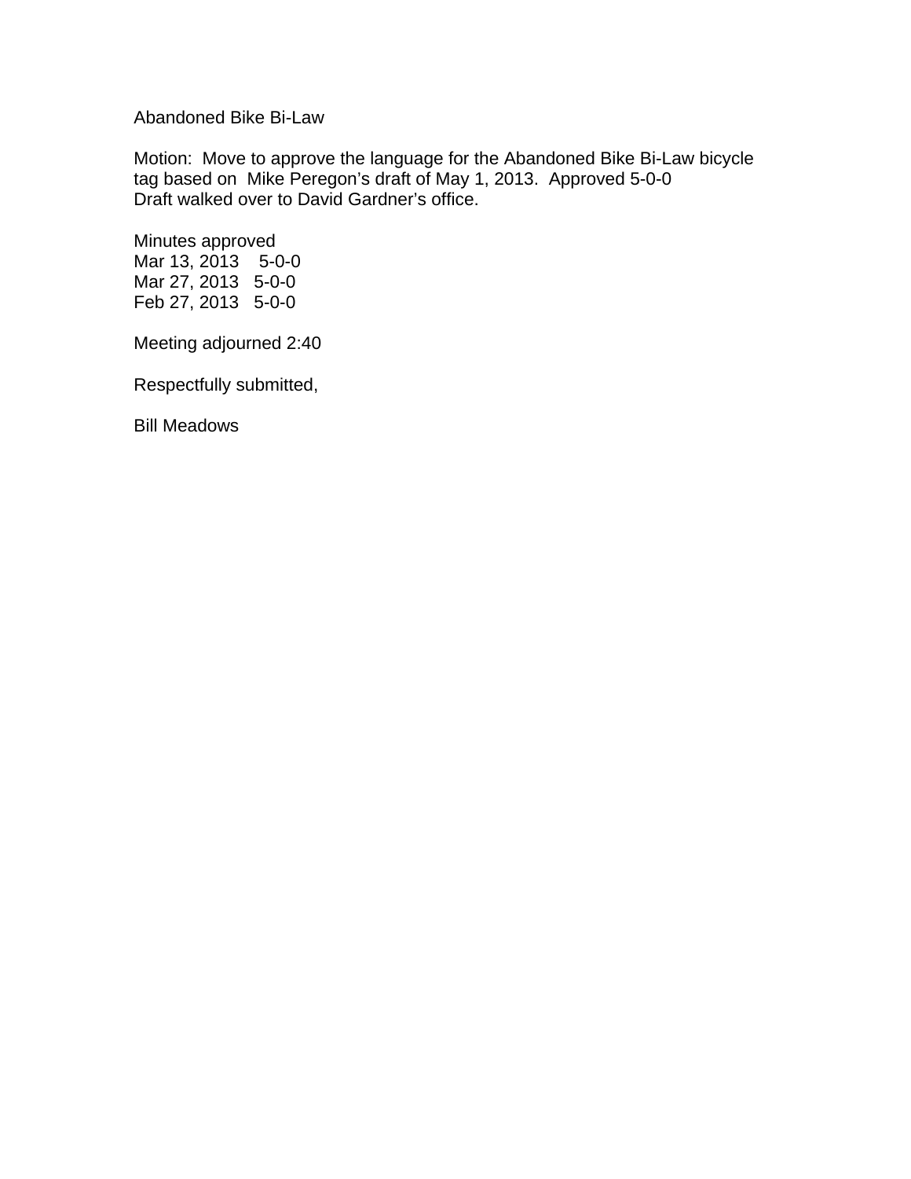Abandoned Bike Bi-Law

Motion: Move to approve the language for the Abandoned Bike Bi-Law bicycle tag based on Mike Peregon's draft of May 1, 2013. Approved 5-0-0
Draft walked over to David Gardner's office.

Minutes approved
Mar 13, 2013 5-0-0
Mar 27, 2013 5-0-0
Feb 27, 2013 5-0-0

Meeting adjourned 2:40

Respectfully submitted,

Bill Meadows